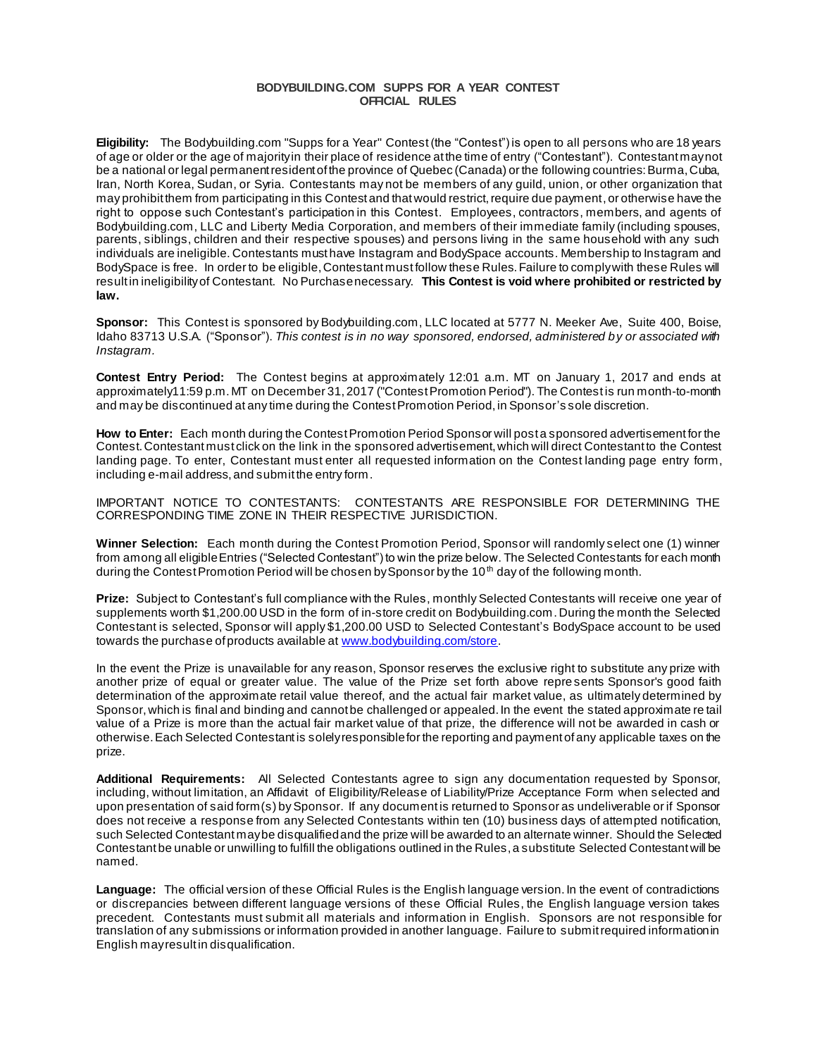# BODYBUILDING.COM SUPPS FOR A YEAR CONTEST
## OFFICIAL RULES

**Eligibility:** The Bodybuilding.com "Supps for a Year" Contest (the "Contest") is open to all persons who are 18 years of age or older or the age of majority in their place of residence at the time of entry ("Contestant"). Contestant may not be a national or legal permanent resident of the province of Quebec (Canada) or the following countries: Burma, Cuba, Iran, North Korea, Sudan, or Syria. Contestants may not be members of any guild, union, or other organization that may prohibit them from participating in this Contest and that would restrict, require due payment, or otherwise have the right to oppose such Contestant's participation in this Contest. Employees, contractors, members, and agents of Bodybuilding.com, LLC and Liberty Media Corporation, and members of their immediate family (including spouses, parents, siblings, children and their respective spouses) and persons living in the same household with any such individuals are ineligible. Contestants must have Instagram and BodySpace accounts. Membership to Instagram and BodySpace is free. In order to be eligible, Contestant must follow these Rules. Failure to comply with these Rules will result in ineligibility of Contestant. No Purchase necessary. **This Contest is void where prohibited or restricted by law.**

**Sponsor:** This Contest is sponsored by Bodybuilding.com, LLC located at 5777 N. Meeker Ave, Suite 400, Boise, Idaho 83713 U.S.A. ("Sponsor"). *This contest is in no way sponsored, endorsed, administered by or associated with Instagram.*

**Contest Entry Period:** The Contest begins at approximately 12:01 a.m. MT on January 1, 2017 and ends at approximately11:59 p.m. MT on December 31, 2017 ("Contest Promotion Period"). The Contest is run month-to-month and may be discontinued at any time during the Contest Promotion Period, in Sponsor's sole discretion.

**How to Enter:** Each month during the Contest Promotion Period Sponsor will post a sponsored advertisement for the Contest. Contestant must click on the link in the sponsored advertisement, which will direct Contestant to the Contest landing page. To enter, Contestant must enter all requested information on the Contest landing page entry form, including e-mail address, and submit the entry form.

IMPORTANT NOTICE TO CONTESTANTS: CONTESTANTS ARE RESPONSIBLE FOR DETERMINING THE CORRESPONDING TIME ZONE IN THEIR RESPECTIVE JURISDICTION.

**Winner Selection:** Each month during the Contest Promotion Period, Sponsor will randomly select one (1) winner from among all eligible Entries ("Selected Contestant") to win the prize below. The Selected Contestants for each month during the Contest Promotion Period will be chosen by Sponsor by the 10th day of the following month.

**Prize:** Subject to Contestant's full compliance with the Rules, monthly Selected Contestants will receive one year of supplements worth $1,200.00 USD in the form of in-store credit on Bodybuilding.com. During the month the Selected Contestant is selected, Sponsor will apply $1,200.00 USD to Selected Contestant's BodySpace account to be used towards the purchase of products available at [www.bodybuilding.com/store](www.bodybuilding.com/store).

In the event the Prize is unavailable for any reason, Sponsor reserves the exclusive right to substitute any prize with another prize of equal or greater value. The value of the Prize set forth above represents Sponsor's good faith determination of the approximate retail value thereof, and the actual fair market value, as ultimately determined by Sponsor, which is final and binding and cannot be challenged or appealed. In the event the stated approximate retail value of a Prize is more than the actual fair market value of that prize, the difference will not be awarded in cash or otherwise. Each Selected Contestant is solely responsible for the reporting and payment of any applicable taxes on the prize.

**Additional Requirements:** All Selected Contestants agree to sign any documentation requested by Sponsor, including, without limitation, an Affidavit of Eligibility/Release of Liability/Prize Acceptance Form when selected and upon presentation of said form(s) by Sponsor. If any document is returned to Sponsor as undeliverable or if Sponsor does not receive a response from any Selected Contestants within ten (10) business days of attempted notification, such Selected Contestant may be disqualified and the prize will be awarded to an alternate winner. Should the Selected Contestant be unable or unwilling to fulfill the obligations outlined in the Rules, a substitute Selected Contestant will be named.

**Language:** The official version of these Official Rules is the English language version. In the event of contradictions or discrepancies between different language versions of these Official Rules, the English language version takes precedent. Contestants must submit all materials and information in English. Sponsors are not responsible for translation of any submissions or information provided in another language. Failure to submit required information in English may result in disqualification.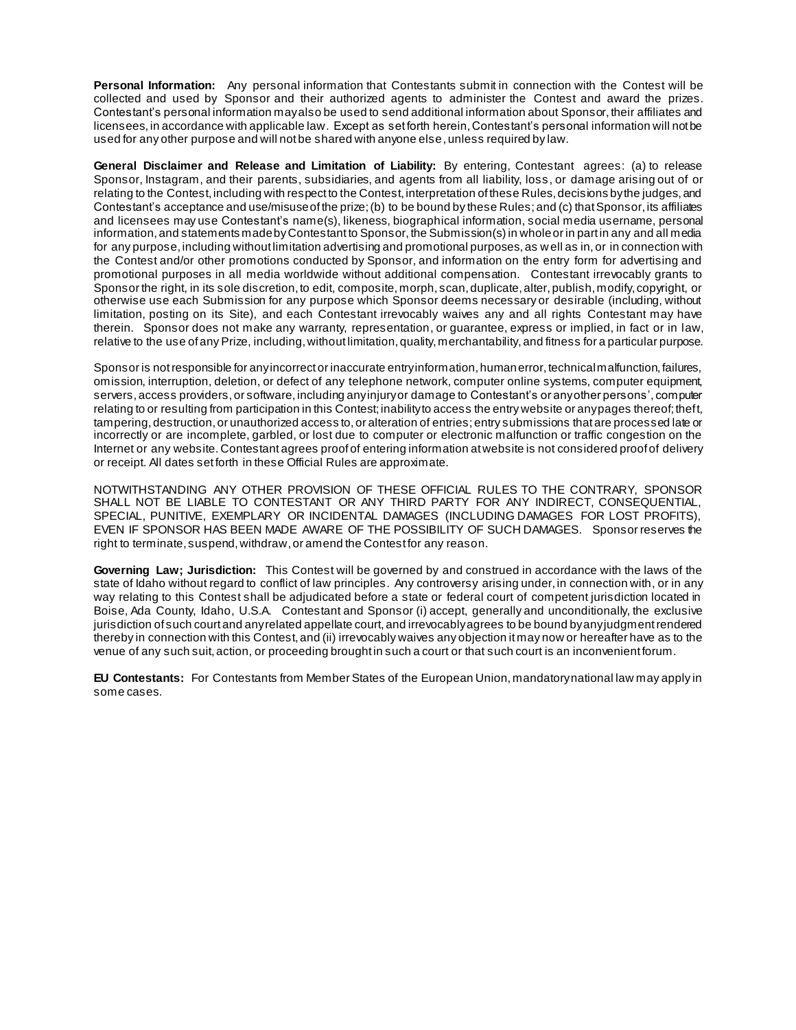**Personal Information:** Any personal information that Contestants submit in connection with the Contest will be collected and used by Sponsor and their authorized agents to administer the Contest and award the prizes. Contestant's personal information may also be used to send additional information about Sponsor, their affiliates and licensees, in accordance with applicable law. Except as set forth herein, Contestant's personal information will not be used for any other purpose and will not be shared with anyone else, unless required by law.

**General Disclaimer and Release and Limitation of Liability:** By entering, Contestant agrees: (a) to release Sponsor, Instagram, and their parents, subsidiaries, and agents from all liability, loss, or damage arising out of or relating to the Contest, including with respect to the Contest, interpretation of these Rules, decisions by the judges, and Contestant's acceptance and use/misuse of the prize; (b) to be bound by these Rules; and (c) that Sponsor, its affiliates and licensees may use Contestant's name(s), likeness, biographical information, social media username, personal information, and statements made by Contestant to Sponsor, the Submission(s) in whole or in part in any and all media for any purpose, including without limitation advertising and promotional purposes, as well as in, or in connection with the Contest and/or other promotions conducted by Sponsor, and information on the entry form for advertising and promotional purposes in all media worldwide without additional compensation. Contestant irrevocably grants to Sponsor the right, in its sole discretion, to edit, composite, morph, scan, duplicate, alter, publish, modify, copyright, or otherwise use each Submission for any purpose which Sponsor deems necessary or desirable (including, without limitation, posting on its Site), and each Contestant irrevocably waives any and all rights Contestant may have therein. Sponsor does not make any warranty, representation, or guarantee, express or implied, in fact or in law, relative to the use of any Prize, including, without limitation, quality, merchantability, and fitness for a particular purpose.

Sponsor is not responsible for any incorrect or inaccurate entry information, human error, technical malfunction, failures, omission, interruption, deletion, or defect of any telephone network, computer online systems, computer equipment, servers, access providers, or software, including any injury or damage to Contestant's or any other persons', computer relating to or resulting from participation in this Contest; inability to access the entry website or any pages thereof; theft, tampering, destruction, or unauthorized access to, or alteration of entries; entry submissions that are processed late or incorrectly or are incomplete, garbled, or lost due to computer or electronic malfunction or traffic congestion on the Internet or any website. Contestant agrees proof of entering information at website is not considered proof of delivery or receipt. All dates set forth in these Official Rules are approximate.

NOTWITHSTANDING ANY OTHER PROVISION OF THESE OFFICIAL RULES TO THE CONTRARY, SPONSOR SHALL NOT BE LIABLE TO CONTESTANT OR ANY THIRD PARTY FOR ANY INDIRECT, CONSEQUENTIAL, SPECIAL, PUNITIVE, EXEMPLARY OR INCIDENTAL DAMAGES (INCLUDING DAMAGES FOR LOST PROFITS), EVEN IF SPONSOR HAS BEEN MADE AWARE OF THE POSSIBILITY OF SUCH DAMAGES. Sponsor reserves the right to terminate, suspend, withdraw, or amend the Contest for any reason.

**Governing Law; Jurisdiction:** This Contest will be governed by and construed in accordance with the laws of the state of Idaho without regard to conflict of law principles. Any controversy arising under, in connection with, or in any way relating to this Contest shall be adjudicated before a state or federal court of competent jurisdiction located in Boise, Ada County, Idaho, U.S.A. Contestant and Sponsor (i) accept, generally and unconditionally, the exclusive jurisdiction of such court and any related appellate court, and irrevocably agrees to be bound by any judgment rendered thereby in connection with this Contest, and (ii) irrevocably waives any objection it may now or hereafter have as to the venue of any such suit, action, or proceeding brought in such a court or that such court is an inconvenient forum.

**EU Contestants:** For Contestants from Member States of the European Union, mandatory national law may apply in some cases.